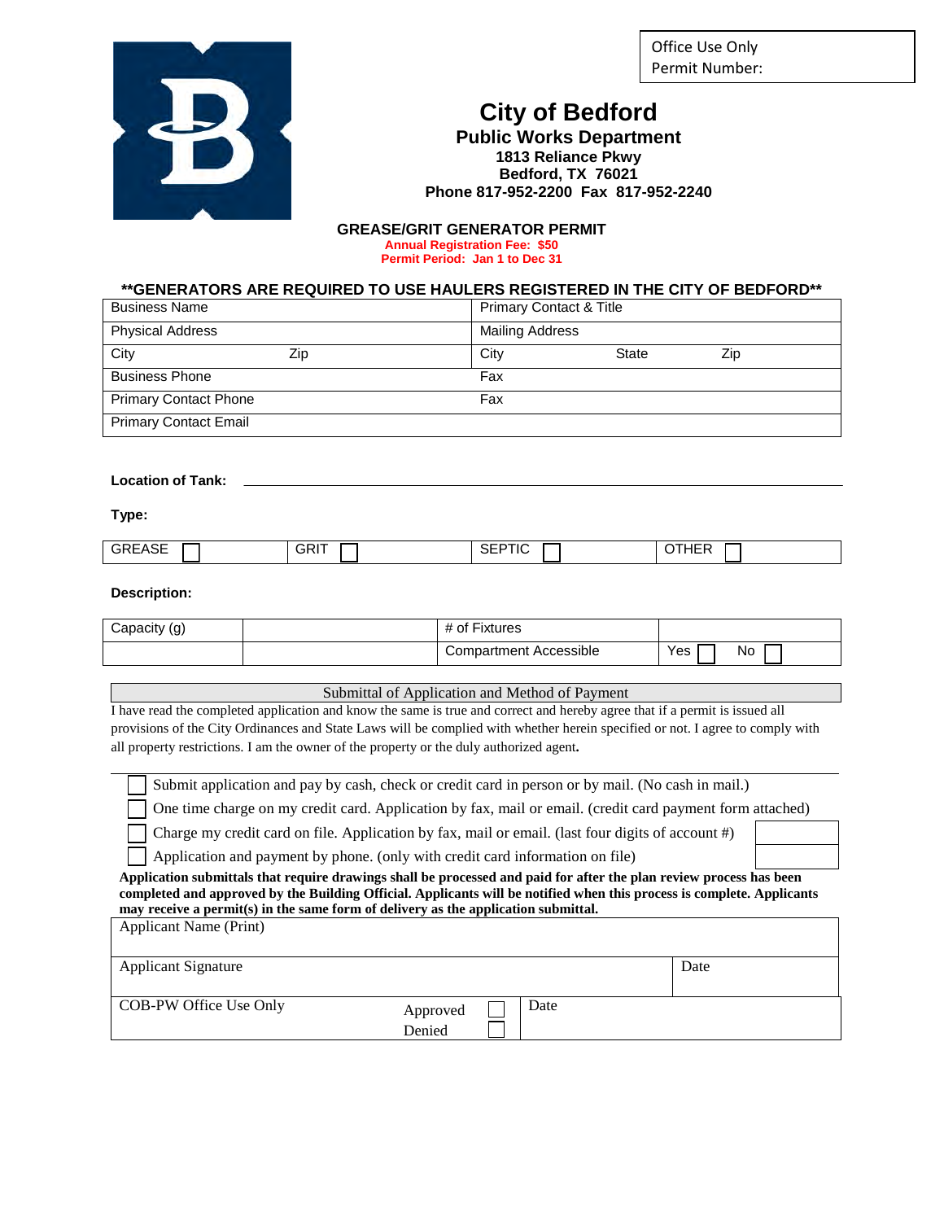| Office Use Only |
|---|
| Permit Number: |

# City of Bedford

## Public Works Department

**1813 Reliance Pkwy**
**Bedford, TX 76021**
**Phone 817-952-2200 Fax 817-952-2240**

### GREASE/GRIT GENERATOR PERMIT

**Annual Registration Fee: $50**
**Permit Period: Jan 1 to Dec 31**

**\*\*GENERATORS ARE REQUIRED TO USE HAULERS REGISTERED IN THE CITY OF BEDFORD\*\***

| | | | | |
|---|---|---|---|---|
| Business Name | | Primary Contact & Title | | |
| Physical Address | | Mailing Address | | |
| City | Zip | City | State | Zip |
| Business Phone | | Fax | | |
| Primary Contact Phone | | Fax | | |
| Primary Contact Email | | | | |

**Location of Tank:** ______________________________

**Type:**

| | | | |
|---|---|---|---|
| GREASE ☐ | GRIT ☐ | SEPTIC ☐ | OTHER ☐ |

**Description:**

| | | | |
|---|---|---|---|
| Capacity (g) | | # of Fixtures | |
| | | Compartment Accessible | Yes ☐ No ☐ |

**Submittal of Application and Method of Payment**

I have read the completed application and know the same is true and correct and hereby agree that if a permit is issued all provisions of the City Ordinances and State Laws will be complied with whether herein specified or not. I agree to comply with all property restrictions. I am the owner of the property or the duly authorized agent.

- ☐ Submit application and pay by cash, check or credit card in person or by mail. (No cash in mail.)
- ☐ One time charge on my credit card. Application by fax, mail or email. (credit card payment form attached)
- ☐ Charge my credit card on file. Application by fax, mail or email. (last four digits of account #) ________
- ☐ Application and payment by phone. (only with credit card information on file)

**Application submittals that require drawings shall be processed and paid for after the plan review process has been completed and approved by the Building Official. Applicants will be notified when this process is complete. Applicants may receive a permit(s) in the same form of delivery as the application submittal.**

| | | |
|---|---|---|
| Applicant Name (Print) | | |
| Applicant Signature | | Date |
| COB-PW Office Use Only | Approved ☐ Denied ☐ | Date |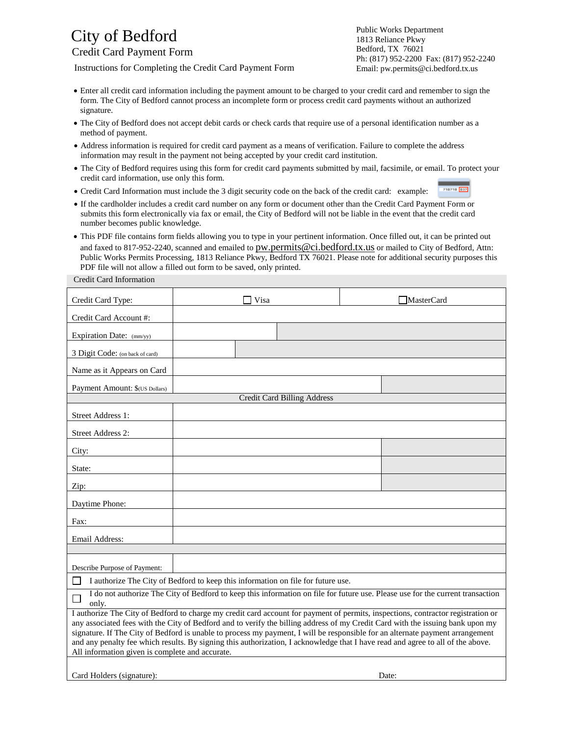# City of Bedford

## Credit Card Payment Form

Public Works Department
1813 Reliance Pkwy
Bedford, TX 76021
Ph: (817) 952-2200 Fax: (817) 952-2240
Email: pw.permits@ci.bedford.tx.us

Instructions for Completing the Credit Card Payment Form

- Enter all credit card information including the payment amount to be charged to your credit card and remember to sign the form. The City of Bedford cannot process an incomplete form or process credit card payments without an authorized signature.
- The City of Bedford does not accept debit cards or check cards that require use of a personal identification number as a method of payment.
- Address information is required for credit card payment as a means of verification. Failure to complete the address information may result in the payment not being accepted by your credit card institution.
- The City of Bedford requires using this form for credit card payments submitted by mail, facsimile, or email. To protect your credit card information, use only this form.
- Credit Card Information must include the 3 digit security code on the back of the credit card: example:
- If the cardholder includes a credit card number on any form or document other than the Credit Card Payment Form or submits this form electronically via fax or email, the City of Bedford will not be liable in the event that the credit card number becomes public knowledge.
- This PDF file contains form fields allowing you to type in your pertinent information. Once filled out, it can be printed out and faxed to 817-952-2240, scanned and emailed to pw.permits@ci.bedford.tx.us or mailed to City of Bedford, Attn: Public Works Permits Processing, 1813 Reliance Pkwy, Bedford TX 76021. Please note for additional security purposes this PDF file will not allow a filled out form to be saved, only printed.

Credit Card Information

| | | |
|---|---|---|
| Credit Card Type: | ☐ Visa | ☐ MasterCard |
| Credit Card Account #: | | |
| Expiration Date: (mm/yy) | | |
| 3 Digit Code: (on back of card) | | |
| Name as it Appears on Card | | |
| Payment Amount: $(US Dollars) | | |
| Credit Card Billing Address | | |
| Street Address 1: | | |
| Street Address 2: | | |
| City: | | |
| State: | | |
| Zip: | | |
| Daytime Phone: | | |
| Fax: | | |
| Email Address: | | |
| Describe Purpose of Payment: | | |

☐ I authorize The City of Bedford to keep this information on file for future use.

☐ I do not authorize The City of Bedford to keep this information on file for future use. Please use for the current transaction only.

I authorize The City of Bedford to charge my credit card account for payment of permits, inspections, contractor registration or any associated fees with the City of Bedford and to verify the billing address of my Credit Card with the issuing bank upon my signature. If The City of Bedford is unable to process my payment, I will be responsible for an alternate payment arrangement and any penalty fee which results. By signing this authorization, I acknowledge that I have read and agree to all of the above. All information given is complete and accurate.

Card Holders (signature): Date: